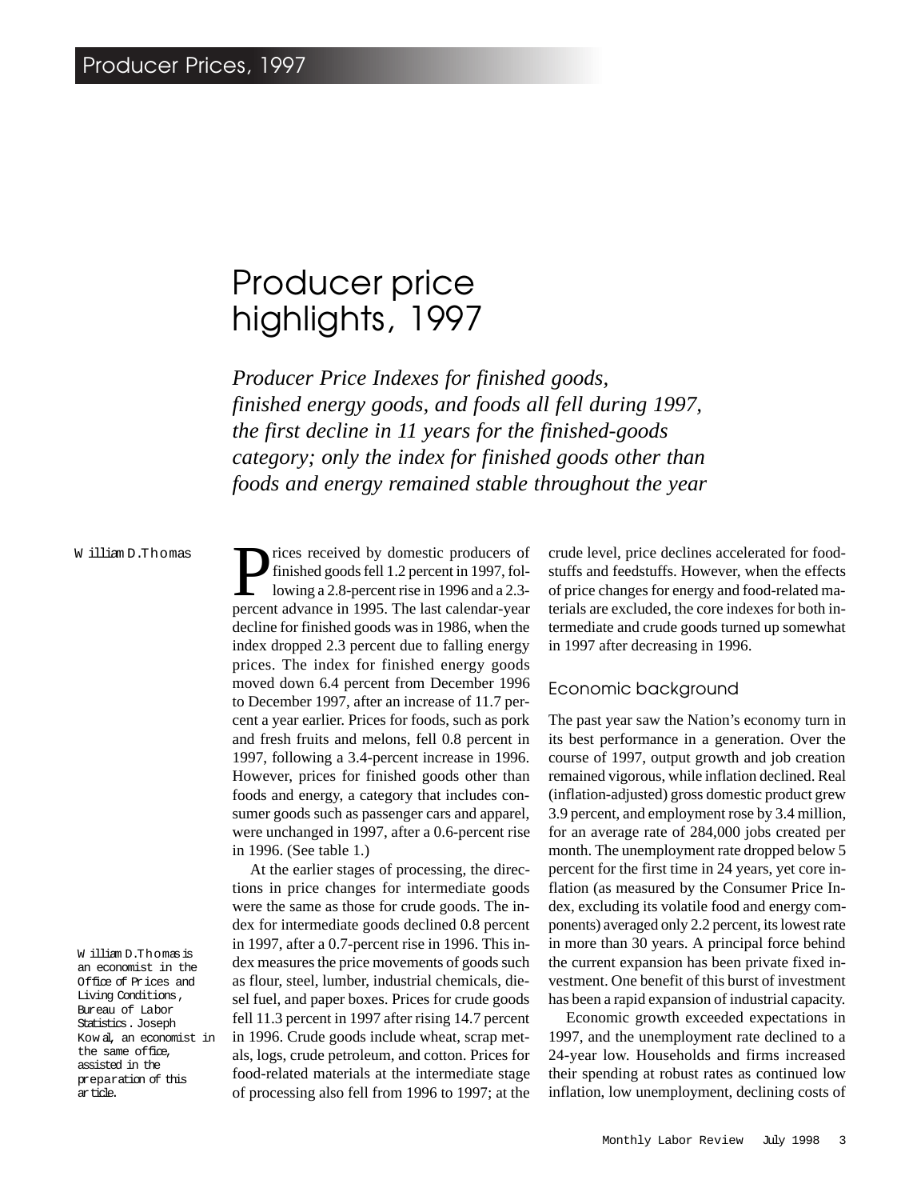# Producer price highlights, 1997

*Producer Price Indexes for finished goods, finished energy goods, and foods all fell during 1997, the first decline in 11 years for the finished-goods category; only the index for finished goods other than foods and energy remained stable throughout the year*

William D. Thomas

William D. Thomas is an economist in the Office of Prices and Living Conditions, Bureau of Labor Statistics. Joseph Kowal, an economist in the same office, assisted in the preparation of this article.

Prices received by domestic producers of finished goods fell 1.2 percent in 1997, following a 2.8-percent rise in 1996 and a 2.3-percent advance in 1995. The last calendar-year decline for finished goods was in 1986, when the index dropped 2.3 percent due to falling energy prices. The index for finished energy goods moved down 6.4 percent from December 1996 to December 1997, after an increase of 11.7 percent a year earlier. Prices for foods, such as pork and fresh fruits and melons, fell 0.8 percent in 1997, following a 3.4-percent increase in 1996. However, prices for finished goods other than foods and energy, a category that includes consumer goods such as passenger cars and apparel, were unchanged in 1997, after a 0.6-percent rise in 1996. (See table 1.)

At the earlier stages of processing, the directions in price changes for intermediate goods were the same as those for crude goods. The index for intermediate goods declined 0.8 percent in 1997, after a 0.7-percent rise in 1996. This index measures the price movements of goods such as flour, steel, lumber, industrial chemicals, diesel fuel, and paper boxes. Prices for crude goods fell 11.3 percent in 1997 after rising 14.7 percent in 1996. Crude goods include wheat, scrap metals, logs, crude petroleum, and cotton. Prices for food-related materials at the intermediate stage of processing also fell from 1996 to 1997; at the crude level, price declines accelerated for foodstuffs and feedstuffs. However, when the effects of price changes for energy and food-related materials are excluded, the core indexes for both intermediate and crude goods turned up somewhat in 1997 after decreasing in 1996.

## Economic background

The past year saw the Nation's economy turn in its best performance in a generation. Over the course of 1997, output growth and job creation remained vigorous, while inflation declined. Real (inflation-adjusted) gross domestic product grew 3.9 percent, and employment rose by 3.4 million, for an average rate of 284,000 jobs created per month. The unemployment rate dropped below 5 percent for the first time in 24 years, yet core inflation (as measured by the Consumer Price Index, excluding its volatile food and energy components) averaged only 2.2 percent, its lowest rate in more than 30 years. A principal force behind the current expansion has been private fixed investment. One benefit of this burst of investment has been a rapid expansion of industrial capacity.

Economic growth exceeded expectations in 1997, and the unemployment rate declined to a 24-year low. Households and firms increased their spending at robust rates as continued low inflation, low unemployment, declining costs of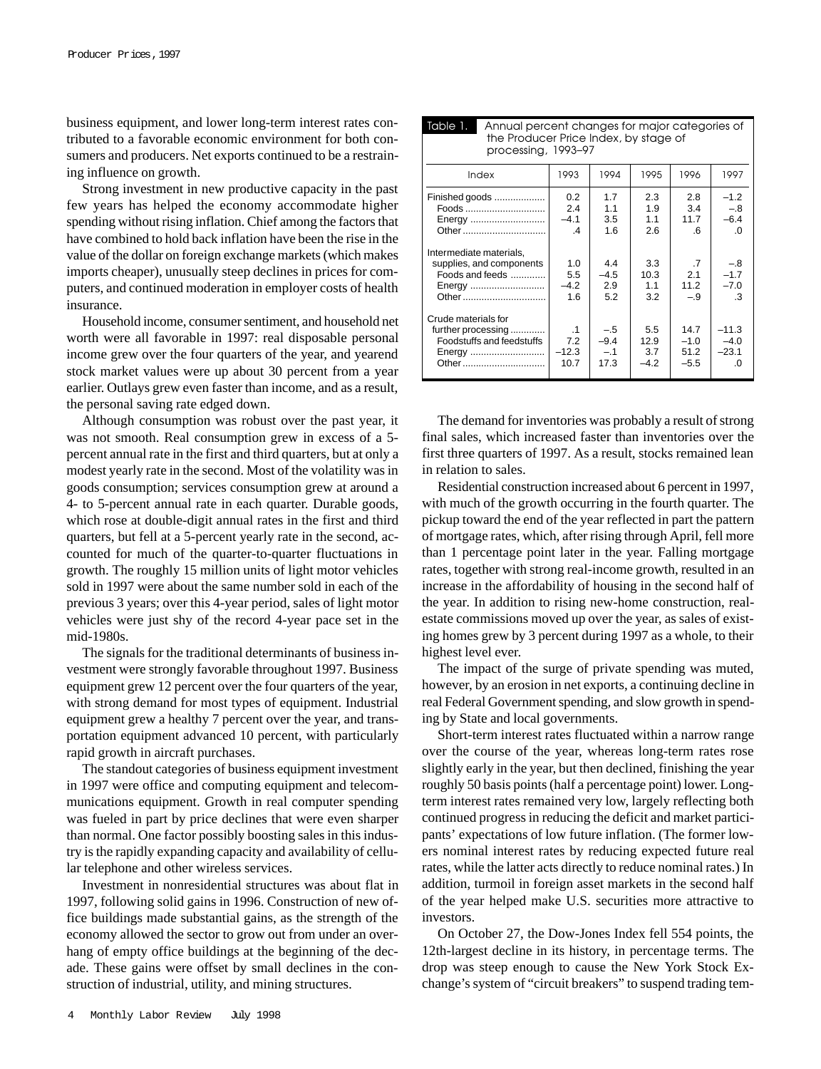business equipment, and lower long-term interest rates contributed to a favorable economic environment for both consumers and producers. Net exports continued to be a restraining influence on growth.

Strong investment in new productive capacity in the past few years has helped the economy accommodate higher spending without rising inflation. Chief among the factors that have combined to hold back inflation have been the rise in the value of the dollar on foreign exchange markets (which makes imports cheaper), unusually steep declines in prices for computers, and continued moderation in employer costs of health insurance.

Household income, consumer sentiment, and household net worth were all favorable in 1997: real disposable personal income grew over the four quarters of the year, and yearend stock market values were up about 30 percent from a year earlier. Outlays grew even faster than income, and as a result, the personal saving rate edged down.

Although consumption was robust over the past year, it was not smooth. Real consumption grew in excess of a 5-percent annual rate in the first and third quarters, but at only a modest yearly rate in the second. Most of the volatility was in goods consumption; services consumption grew at around a 4- to 5-percent annual rate in each quarter. Durable goods, which rose at double-digit annual rates in the first and third quarters, but fell at a 5-percent yearly rate in the second, accounted for much of the quarter-to-quarter fluctuations in growth. The roughly 15 million units of light motor vehicles sold in 1997 were about the same number sold in each of the previous 3 years; over this 4-year period, sales of light motor vehicles were just shy of the record 4-year pace set in the mid-1980s.

The signals for the traditional determinants of business investment were strongly favorable throughout 1997. Business equipment grew 12 percent over the four quarters of the year, with strong demand for most types of equipment. Industrial equipment grew a healthy 7 percent over the year, and transportation equipment advanced 10 percent, with particularly rapid growth in aircraft purchases.

The standout categories of business equipment investment in 1997 were office and computing equipment and telecommunications equipment. Growth in real computer spending was fueled in part by price declines that were even sharper than normal. One factor possibly boosting sales in this industry is the rapidly expanding capacity and availability of cellular telephone and other wireless services.

Investment in nonresidential structures was about flat in 1997, following solid gains in 1996. Construction of new office buildings made substantial gains, as the strength of the economy allowed the sector to grow out from under an overhang of empty office buildings at the beginning of the decade. These gains were offset by small declines in the construction of industrial, utility, and mining structures.

**Table 1. Annual percent changes for major categories of the Producer Price Index, by stage of processing, 1993–97**

| Index | 1993 | 1994 | 1995 | 1996 | 1997 |
|---|---|---|---|---|---|
| Finished goods | 0.2 | 1.7 | 2.3 | 2.8 | –1.2 |
| Foods | 2.4 | 1.1 | 1.9 | 3.4 | –.8 |
| Energy | –4.1 | 3.5 | 1.1 | 11.7 | –6.4 |
| Other | .4 | 1.6 | 2.6 | .6 | .0 |
| Intermediate materials, supplies, and components | 1.0 | 4.4 | 3.3 | .7 | –.8 |
| Foods and feeds | 5.5 | –4.5 | 10.3 | 2.1 | –1.7 |
| Energy | –4.2 | 2.9 | 1.1 | 11.2 | –7.0 |
| Other | 1.6 | 5.2 | 3.2 | –.9 | .3 |
| Crude materials for further processing | .1 | –.5 | 5.5 | 14.7 | –11.3 |
| Foodstuffs and feedstuffs | 7.2 | –9.4 | 12.9 | –1.0 | –4.0 |
| Energy | –12.3 | –.1 | 3.7 | 51.2 | –23.1 |
| Other | 10.7 | 17.3 | –4.2 | –5.5 | .0 |

The demand for inventories was probably a result of strong final sales, which increased faster than inventories over the first three quarters of 1997. As a result, stocks remained lean in relation to sales.

Residential construction increased about 6 percent in 1997, with much of the growth occurring in the fourth quarter. The pickup toward the end of the year reflected in part the pattern of mortgage rates, which, after rising through April, fell more than 1 percentage point later in the year. Falling mortgage rates, together with strong real-income growth, resulted in an increase in the affordability of housing in the second half of the year. In addition to rising new-home construction, real-estate commissions moved up over the year, as sales of existing homes grew by 3 percent during 1997 as a whole, to their highest level ever.

The impact of the surge of private spending was muted, however, by an erosion in net exports, a continuing decline in real Federal Government spending, and slow growth in spending by State and local governments.

Short-term interest rates fluctuated within a narrow range over the course of the year, whereas long-term rates rose slightly early in the year, but then declined, finishing the year roughly 50 basis points (half a percentage point) lower. Long-term interest rates remained very low, largely reflecting both continued progress in reducing the deficit and market participants' expectations of low future inflation. (The former lowers nominal interest rates by reducing expected future real rates, while the latter acts directly to reduce nominal rates.) In addition, turmoil in foreign asset markets in the second half of the year helped make U.S. securities more attractive to investors.

On October 27, the Dow-Jones Index fell 554 points, the 12th-largest decline in its history, in percentage terms. The drop was steep enough to cause the New York Stock Exchange's system of "circuit breakers" to suspend trading tem-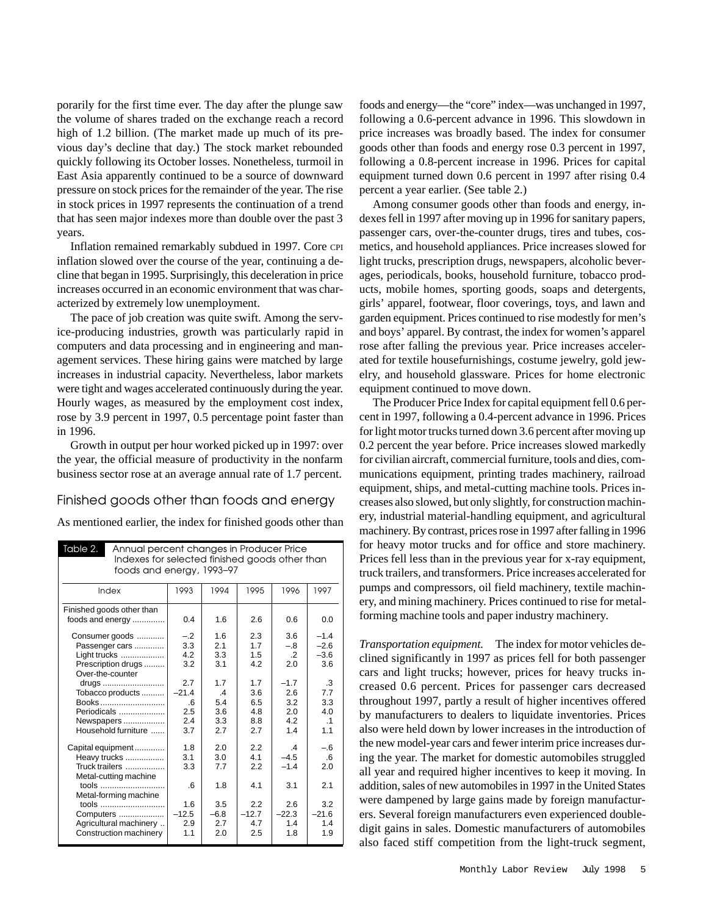porarily for the first time ever. The day after the plunge saw the volume of shares traded on the exchange reach a record high of 1.2 billion. (The market made up much of its previous day's decline that day.) The stock market rebounded quickly following its October losses. Nonetheless, turmoil in East Asia apparently continued to be a source of downward pressure on stock prices for the remainder of the year. The rise in stock prices in 1997 represents the continuation of a trend that has seen major indexes more than double over the past 3 years.

Inflation remained remarkably subdued in 1997. Core CPI inflation slowed over the course of the year, continuing a decline that began in 1995. Surprisingly, this deceleration in price increases occurred in an economic environment that was characterized by extremely low unemployment.

The pace of job creation was quite swift. Among the service-producing industries, growth was particularly rapid in computers and data processing and in engineering and management services. These hiring gains were matched by large increases in industrial capacity. Nevertheless, labor markets were tight and wages accelerated continuously during the year. Hourly wages, as measured by the employment cost index, rose by 3.9 percent in 1997, 0.5 percentage point faster than in 1996.

Growth in output per hour worked picked up in 1997: over the year, the official measure of productivity in the nonfarm business sector rose at an average annual rate of 1.7 percent.

## Finished goods other than foods and energy

As mentioned earlier, the index for finished goods other than foods and energy—the "core" index—was unchanged in 1997, following a 0.6-percent advance in 1996. This slowdown in price increases was broadly based. The index for consumer goods other than foods and energy rose 0.3 percent in 1997, following a 0.8-percent increase in 1996. Prices for capital equipment turned down 0.6 percent in 1997 after rising 0.4 percent a year earlier. (See table 2.)

Table 2. Annual percent changes in Producer Price Indexes for selected finished goods other than foods and energy, 1993–97

| Index | 1993 | 1994 | 1995 | 1996 | 1997 |
|---|---|---|---|---|---|
| Finished goods other than foods and energy | 0.4 | 1.6 | 2.6 | 0.6 | 0.0 |
| Consumer goods | –.2 | 1.6 | 2.3 | 3.6 | –1.4 |
| Passenger cars | 3.3 | 2.1 | 1.7 | –.8 | –2.6 |
| Light trucks | 4.2 | 3.3 | 1.5 | .2 | –3.6 |
| Prescription drugs | 3.2 | 3.1 | 4.2 | 2.0 | 3.6 |
| Over-the-counter drugs | 2.7 | 1.7 | 1.7 | –1.7 | .3 |
| Tobacco products | –21.4 | .4 | 3.6 | 2.6 | 7.7 |
| Books | .6 | 5.4 | 6.5 | 3.2 | 3.3 |
| Periodicals | 2.5 | 3.6 | 4.8 | 2.0 | 4.0 |
| Newspapers | 2.4 | 3.3 | 8.8 | 4.2 | .1 |
| Household furniture | 3.7 | 2.7 | 2.7 | 1.4 | 1.1 |
| Capital equipment | 1.8 | 2.0 | 2.2 | .4 | –.6 |
| Heavy trucks | 3.1 | 3.0 | 4.1 | –4.5 | .6 |
| Truck trailers | 3.3 | 7.7 | 2.2 | –1.4 | 2.0 |
| Metal-cutting machine tools | .6 | 1.8 | 4.1 | 3.1 | 2.1 |
| Metal-forming machine tools | 1.6 | 3.5 | 2.2 | 2.6 | 3.2 |
| Computers | –12.5 | –6.8 | –12.7 | –22.3 | –21.6 |
| Agricultural machinery | 2.9 | 2.7 | 4.7 | 1.4 | 1.4 |
| Construction machinery | 1.1 | 2.0 | 2.5 | 1.8 | 1.9 |

Among consumer goods other than foods and energy, indexes fell in 1997 after moving up in 1996 for sanitary papers, passenger cars, over-the-counter drugs, tires and tubes, cosmetics, and household appliances. Price increases slowed for light trucks, prescription drugs, newspapers, alcoholic beverages, periodicals, books, household furniture, tobacco products, mobile homes, sporting goods, soaps and detergents, girls' apparel, footwear, floor coverings, toys, and lawn and garden equipment. Prices continued to rise modestly for men's and boys' apparel. By contrast, the index for women's apparel rose after falling the previous year. Price increases accelerated for textile housefurnishings, costume jewelry, gold jewelry, and household glassware. Prices for home electronic equipment continued to move down.

The Producer Price Index for capital equipment fell 0.6 percent in 1997, following a 0.4-percent advance in 1996. Prices for light motor trucks turned down 3.6 percent after moving up 0.2 percent the year before. Price increases slowed markedly for civilian aircraft, commercial furniture, tools and dies, communications equipment, printing trades machinery, railroad equipment, ships, and metal-cutting machine tools. Prices increases also slowed, but only slightly, for construction machinery, industrial material-handling equipment, and agricultural machinery. By contrast, prices rose in 1997 after falling in 1996 for heavy motor trucks and for office and store machinery. Prices fell less than in the previous year for x-ray equipment, truck trailers, and transformers. Price increases accelerated for pumps and compressors, oil field machinery, textile machinery, and mining machinery. Prices continued to rise for metal-forming machine tools and paper industry machinery.

*Transportation equipment.* The index for motor vehicles declined significantly in 1997 as prices fell for both passenger cars and light trucks; however, prices for heavy trucks increased 0.6 percent. Prices for passenger cars decreased throughout 1997, partly a result of higher incentives offered by manufacturers to dealers to liquidate inventories. Prices also were held down by lower increases in the introduction of the new model-year cars and fewer interim price increases during the year. The market for domestic automobiles struggled all year and required higher incentives to keep it moving. In addition, sales of new automobiles in 1997 in the United States were dampened by large gains made by foreign manufacturers. Several foreign manufacturers even experienced double-digit gains in sales. Domestic manufacturers of automobiles also faced stiff competition from the light-truck segment,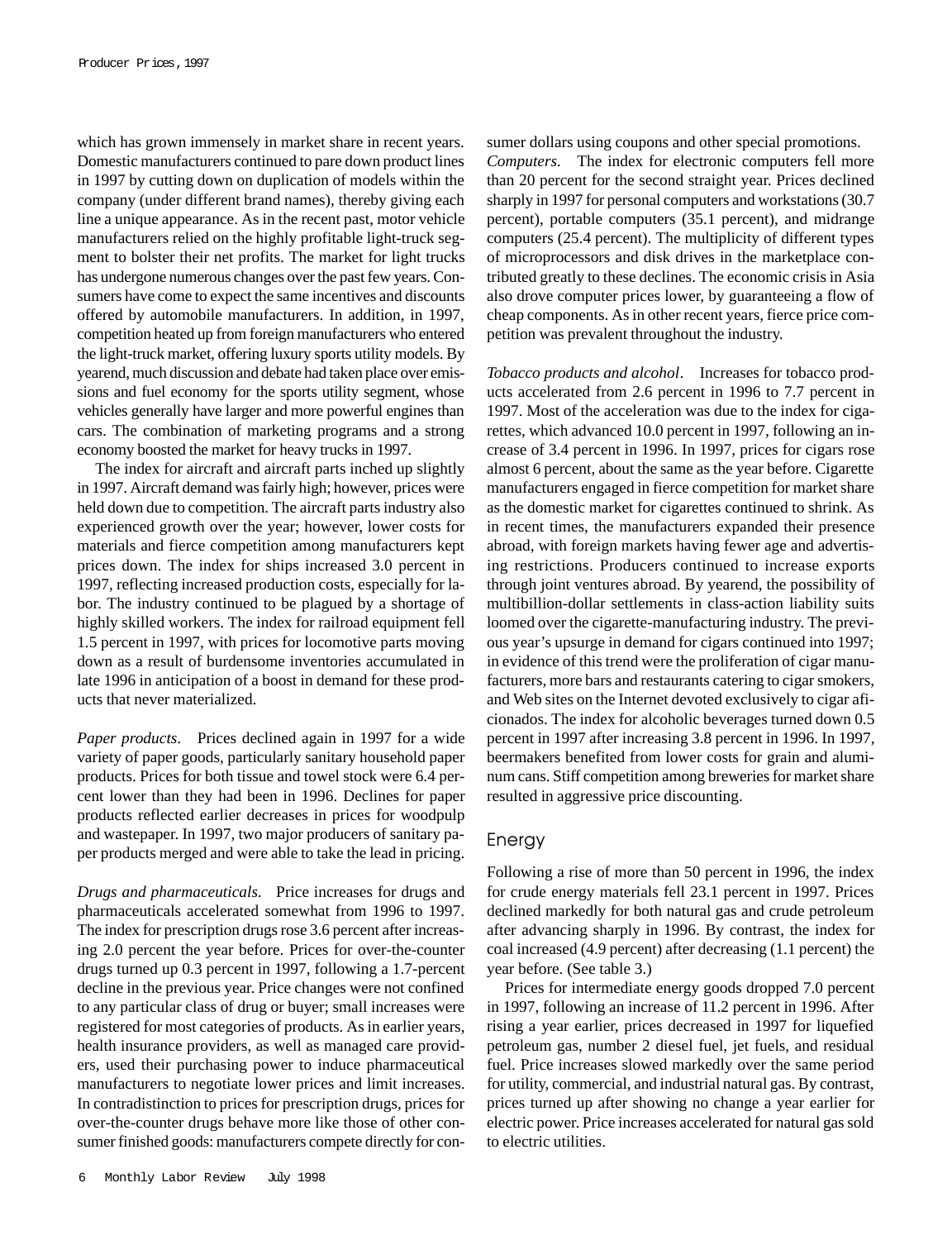which has grown immensely in market share in recent years. Domestic manufacturers continued to pare down product lines in 1997 by cutting down on duplication of models within the company (under different brand names), thereby giving each line a unique appearance. As in the recent past, motor vehicle manufacturers relied on the highly profitable light-truck segment to bolster their net profits. The market for light trucks has undergone numerous changes over the past few years. Consumers have come to expect the same incentives and discounts offered by automobile manufacturers. In addition, in 1997, competition heated up from foreign manufacturers who entered the light-truck market, offering luxury sports utility models. By yearend, much discussion and debate had taken place over emissions and fuel economy for the sports utility segment, whose vehicles generally have larger and more powerful engines than cars. The combination of marketing programs and a strong economy boosted the market for heavy trucks in 1997.

The index for aircraft and aircraft parts inched up slightly in 1997. Aircraft demand was fairly high; however, prices were held down due to competition. The aircraft parts industry also experienced growth over the year; however, lower costs for materials and fierce competition among manufacturers kept prices down. The index for ships increased 3.0 percent in 1997, reflecting increased production costs, especially for labor. The industry continued to be plagued by a shortage of highly skilled workers. The index for railroad equipment fell 1.5 percent in 1997, with prices for locomotive parts moving down as a result of burdensome inventories accumulated in late 1996 in anticipation of a boost in demand for these products that never materialized.

*Paper products.* Prices declined again in 1997 for a wide variety of paper goods, particularly sanitary household paper products. Prices for both tissue and towel stock were 6.4 percent lower than they had been in 1996. Declines for paper products reflected earlier decreases in prices for woodpulp and wastepaper. In 1997, two major producers of sanitary paper products merged and were able to take the lead in pricing.

*Drugs and pharmaceuticals.* Price increases for drugs and pharmaceuticals accelerated somewhat from 1996 to 1997. The index for prescription drugs rose 3.6 percent after increasing 2.0 percent the year before. Prices for over-the-counter drugs turned up 0.3 percent in 1997, following a 1.7-percent decline in the previous year. Price changes were not confined to any particular class of drug or buyer; small increases were registered for most categories of products. As in earlier years, health insurance providers, as well as managed care providers, used their purchasing power to induce pharmaceutical manufacturers to negotiate lower prices and limit increases. In contradistinction to prices for prescription drugs, prices for over-the-counter drugs behave more like those of other consumer finished goods: manufacturers compete directly for consumer dollars using coupons and other special promotions.

*Computers.* The index for electronic computers fell more than 20 percent for the second straight year. Prices declined sharply in 1997 for personal computers and workstations (30.7 percent), portable computers (35.1 percent), and midrange computers (25.4 percent). The multiplicity of different types of microprocessors and disk drives in the marketplace contributed greatly to these declines. The economic crisis in Asia also drove computer prices lower, by guaranteeing a flow of cheap components. As in other recent years, fierce price competition was prevalent throughout the industry.

*Tobacco products and alcohol*. Increases for tobacco products accelerated from 2.6 percent in 1996 to 7.7 percent in 1997. Most of the acceleration was due to the index for cigarettes, which advanced 10.0 percent in 1997, following an increase of 3.4 percent in 1996. In 1997, prices for cigars rose almost 6 percent, about the same as the year before. Cigarette manufacturers engaged in fierce competition for market share as the domestic market for cigarettes continued to shrink. As in recent times, the manufacturers expanded their presence abroad, with foreign markets having fewer age and advertising restrictions. Producers continued to increase exports through joint ventures abroad. By yearend, the possibility of multibillion-dollar settlements in class-action liability suits loomed over the cigarette-manufacturing industry. The previous year's upsurge in demand for cigars continued into 1997; in evidence of this trend were the proliferation of cigar manufacturers, more bars and restaurants catering to cigar smokers, and Web sites on the Internet devoted exclusively to cigar aficionados. The index for alcoholic beverages turned down 0.5 percent in 1997 after increasing 3.8 percent in 1996. In 1997, beermakers benefited from lower costs for grain and aluminum cans. Stiff competition among breweries for market share resulted in aggressive price discounting.

## Energy

Following a rise of more than 50 percent in 1996, the index for crude energy materials fell 23.1 percent in 1997. Prices declined markedly for both natural gas and crude petroleum after advancing sharply in 1996. By contrast, the index for coal increased (4.9 percent) after decreasing (1.1 percent) the year before. (See table 3.)

Prices for intermediate energy goods dropped 7.0 percent in 1997, following an increase of 11.2 percent in 1996. After rising a year earlier, prices decreased in 1997 for liquefied petroleum gas, number 2 diesel fuel, jet fuels, and residual fuel. Price increases slowed markedly over the same period for utility, commercial, and industrial natural gas. By contrast, prices turned up after showing no change a year earlier for electric power. Price increases accelerated for natural gas sold to electric utilities.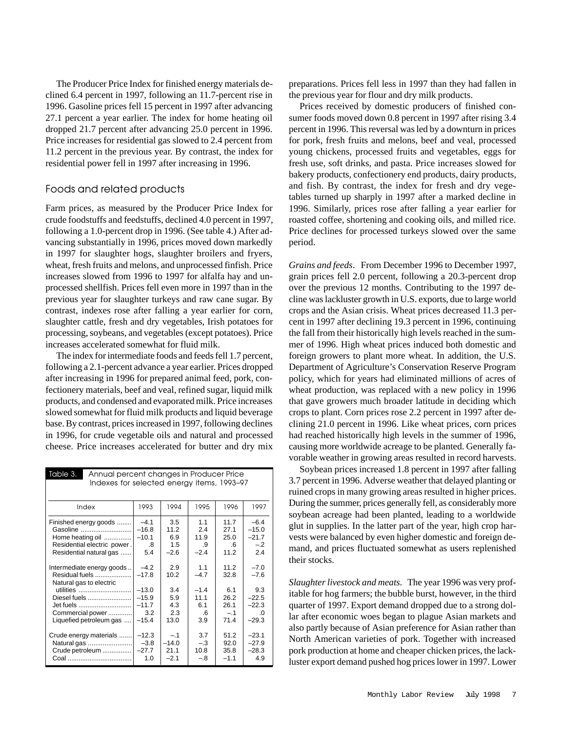The Producer Price Index for finished energy materials declined 6.4 percent in 1997, following an 11.7-percent rise in 1996. Gasoline prices fell 15 percent in 1997 after advancing 27.1 percent a year earlier. The index for home heating oil dropped 21.7 percent after advancing 25.0 percent in 1996. Price increases for residential gas slowed to 2.4 percent from 11.2 percent in the previous year. By contrast, the index for residential power fell in 1997 after increasing in 1996.

## Foods and related products

Farm prices, as measured by the Producer Price Index for crude foodstuffs and feedstuffs, declined 4.0 percent in 1997, following a 1.0-percent drop in 1996. (See table 4.) After advancing substantially in 1996, prices moved down markedly in 1997 for slaughter hogs, slaughter broilers and fryers, wheat, fresh fruits and melons, and unprocessed finfish. Price increases slowed from 1996 to 1997 for alfalfa hay and unprocessed shellfish. Prices fell even more in 1997 than in the previous year for slaughter turkeys and raw cane sugar. By contrast, indexes rose after falling a year earlier for corn, slaughter cattle, fresh and dry vegetables, Irish potatoes for processing, soybeans, and vegetables (except potatoes). Price increases accelerated somewhat for fluid milk.

The index for intermediate foods and feeds fell 1.7 percent, following a 2.1-percent advance a year earlier. Prices dropped after increasing in 1996 for prepared animal feed, pork, confectionery materials, beef and veal, refined sugar, liquid milk products, and condensed and evaporated milk. Price increases slowed somewhat for fluid milk products and liquid beverage base. By contrast, prices increased in 1997, following declines in 1996, for crude vegetable oils and natural and processed cheese. Price increases accelerated for butter and dry mix preparations. Prices fell less in 1997 than they had fallen in the previous year for flour and dry milk products.

Prices received by domestic producers of finished consumer foods moved down 0.8 percent in 1997 after rising 3.4 percent in 1996. This reversal was led by a downturn in prices for pork, fresh fruits and melons, beef and veal, processed young chickens, processed fruits and vegetables, eggs for fresh use, soft drinks, and pasta. Price increases slowed for bakery products, confectionery end products, dairy products, and fish. By contrast, the index for fresh and dry vegetables turned up sharply in 1997 after a marked decline in 1996. Similarly, prices rose after falling a year earlier for roasted coffee, shortening and cooking oils, and milled rice. Price declines for processed turkeys slowed over the same period.

**Table 3. Annual percent changes in Producer Price Indexes for selected energy items, 1993–97**

| Index | 1993 | 1994 | 1995 | 1996 | 1997 |
|---|---|---|---|---|---|
| Finished energy goods | –4.1 | 3.5 | 1.1 | 11.7 | –6.4 |
| Gasoline | –16.8 | 11.2 | 2.4 | 27.1 | –15.0 |
| Home heating oil | –10.1 | 6.9 | 11.9 | 25.0 | –21.7 |
| Residential electric power | .8 | 1.5 | .9 | .6 | –.2 |
| Residential natural gas | 5.4 | –2.6 | –2.4 | 11.2 | 2.4 |
| Intermediate energy goods | –4.2 | 2.9 | 1.1 | 11.2 | –7.0 |
| Residual fuels | –17.8 | 10.2 | –4.7 | 32.8 | –7.6 |
| Natural gas to electric utilities | –13.0 | 3.4 | –1.4 | 6.1 | 9.3 |
| Diesel fuels | –15.9 | 5.9 | 11.1 | 26.2 | –22.5 |
| Jet fuels | –11.7 | 4.3 | 6.1 | 26.1 | –22.3 |
| Commercial power | 3.2 | 2.3 | .6 | –.1 | .0 |
| Liquefied petroleum gas | –15.4 | 13.0 | 3.9 | 71.4 | –29.3 |
| Crude energy materials | –12.3 | –.1 | 3.7 | 51.2 | –23.1 |
| Natural gas | –3.8 | –14.0 | –.3 | 92.0 | –27.9 |
| Crude petroleum | –27.7 | 21.1 | 10.8 | 35.8 | –28.3 |
| Coal | 1.0 | –2.1 | –.8 | –1.1 | 4.9 |

*Grains and feeds*. From December 1996 to December 1997, grain prices fell 2.0 percent, following a 20.3-percent drop over the previous 12 months. Contributing to the 1997 decline was lackluster growth in U.S. exports, due to large world crops and the Asian crisis. Wheat prices decreased 11.3 percent in 1997 after declining 19.3 percent in 1996, continuing the fall from their historically high levels reached in the summer of 1996. High wheat prices induced both domestic and foreign growers to plant more wheat. In addition, the U.S. Department of Agriculture's Conservation Reserve Program policy, which for years had eliminated millions of acres of wheat production, was replaced with a new policy in 1996 that gave growers much broader latitude in deciding which crops to plant. Corn prices rose 2.2 percent in 1997 after declining 21.0 percent in 1996. Like wheat prices, corn prices had reached historically high levels in the summer of 1996, causing more worldwide acreage to be planted. Generally favorable weather in growing areas resulted in record harvests.

Soybean prices increased 1.8 percent in 1997 after falling 3.7 percent in 1996. Adverse weather that delayed planting or ruined crops in many growing areas resulted in higher prices. During the summer, prices generally fell, as considerably more soybean acreage had been planted, leading to a worldwide glut in supplies. In the latter part of the year, high crop harvests were balanced by even higher domestic and foreign demand, and prices fluctuated somewhat as users replenished their stocks.

*Slaughter livestock and meats.* The year 1996 was very profitable for hog farmers; the bubble burst, however, in the third quarter of 1997. Export demand dropped due to a strong dollar after economic woes began to plague Asian markets and also partly because of Asian preference for Asian rather than North American varieties of pork. Together with increased pork production at home and cheaper chicken prices, the lackluster export demand pushed hog prices lower in 1997. Lower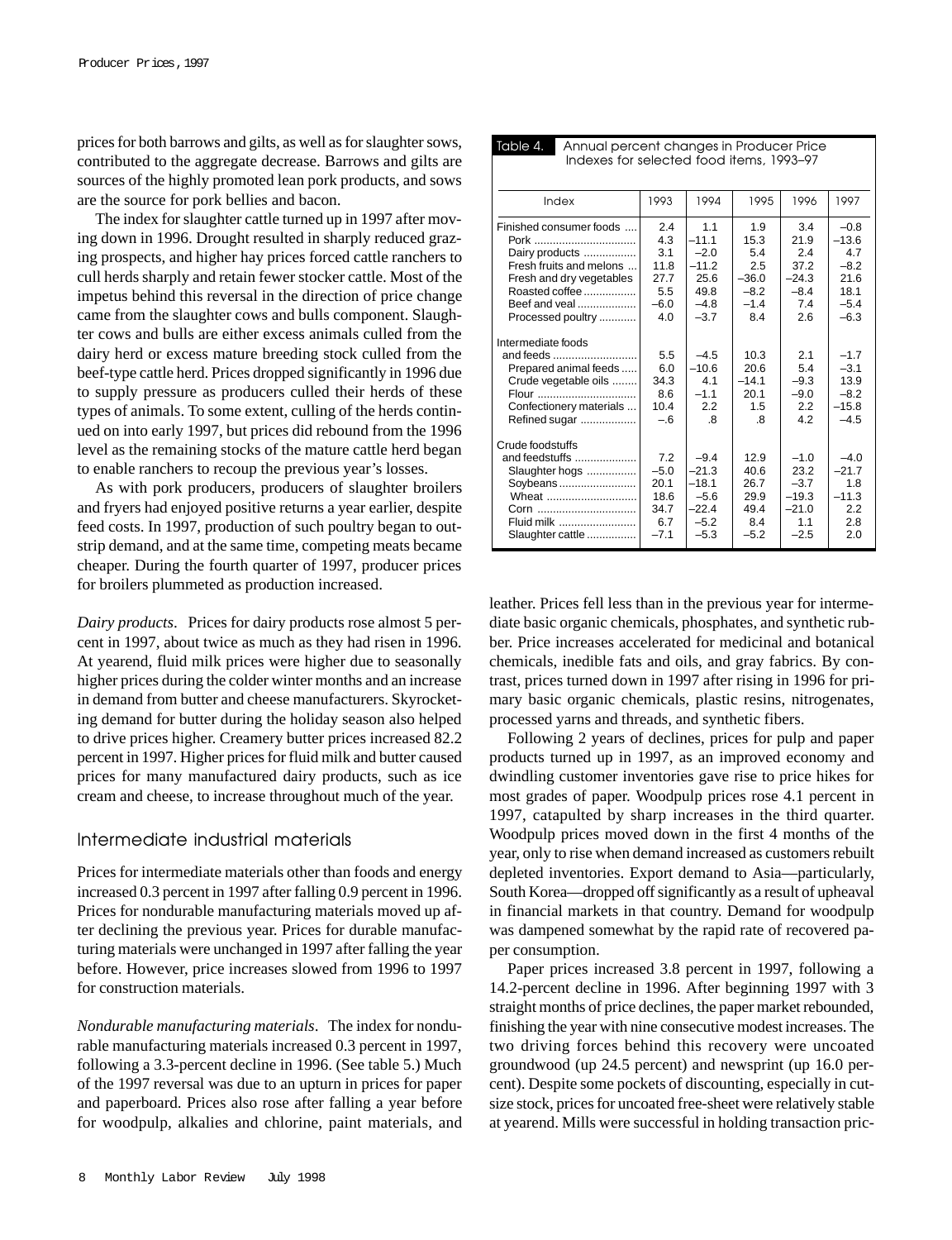prices for both barrows and gilts, as well as for slaughter sows, contributed to the aggregate decrease. Barrows and gilts are sources of the highly promoted lean pork products, and sows are the source for pork bellies and bacon.

The index for slaughter cattle turned up in 1997 after moving down in 1996. Drought resulted in sharply reduced grazing prospects, and higher hay prices forced cattle ranchers to cull herds sharply and retain fewer stocker cattle. Most of the impetus behind this reversal in the direction of price change came from the slaughter cows and bulls component. Slaughter cows and bulls are either excess animals culled from the dairy herd or excess mature breeding stock culled from the beef-type cattle herd. Prices dropped significantly in 1996 due to supply pressure as producers culled their herds of these types of animals. To some extent, culling of the herds continued on into early 1997, but prices did rebound from the 1996 level as the remaining stocks of the mature cattle herd began to enable ranchers to recoup the previous year's losses.

As with pork producers, producers of slaughter broilers and fryers had enjoyed positive returns a year earlier, despite feed costs. In 1997, production of such poultry began to outstrip demand, and at the same time, competing meats became cheaper. During the fourth quarter of 1997, producer prices for broilers plummeted as production increased.

*Dairy products*. Prices for dairy products rose almost 5 percent in 1997, about twice as much as they had risen in 1996. At yearend, fluid milk prices were higher due to seasonally higher prices during the colder winter months and an increase in demand from butter and cheese manufacturers. Skyrocketing demand for butter during the holiday season also helped to drive prices higher. Creamery butter prices increased 82.2 percent in 1997. Higher prices for fluid milk and butter caused prices for many manufactured dairy products, such as ice cream and cheese, to increase throughout much of the year.

**Table 4. Annual percent changes in Producer Price Indexes for selected food items, 1993–97**

| Index | 1993 | 1994 | 1995 | 1996 | 1997 |
|---|---|---|---|---|---|
| Finished consumer foods | 2.4 | 1.1 | 1.9 | 3.4 | –0.8 |
| Pork | 4.3 | –11.1 | 15.3 | 21.9 | –13.6 |
| Dairy products | 3.1 | –2.0 | 5.4 | 2.4 | 4.7 |
| Fresh fruits and melons | 11.8 | –11.2 | 2.5 | 37.2 | –8.2 |
| Fresh and dry vegetables | 27.7 | 25.6 | –36.0 | –24.3 | 21.6 |
| Roasted coffee | 5.5 | 49.8 | –8.2 | –8.4 | 18.1 |
| Beef and veal | –6.0 | –4.8 | –1.4 | 7.4 | –5.4 |
| Processed poultry | 4.0 | –3.7 | 8.4 | 2.6 | –6.3 |
| Intermediate foods and feeds | 5.5 | –4.5 | 10.3 | 2.1 | –1.7 |
| Prepared animal feeds | 6.0 | –10.6 | 20.6 | 5.4 | –3.1 |
| Crude vegetable oils | 34.3 | 4.1 | –14.1 | –9.3 | 13.9 |
| Flour | 8.6 | –1.1 | 20.1 | –9.0 | –8.2 |
| Confectionery materials | 10.4 | 2.2 | 1.5 | 2.2 | –15.8 |
| Refined sugar | –.6 | .8 | .8 | 4.2 | –4.5 |
| Crude foodstuffs and feedstuffs | 7.2 | –9.4 | 12.9 | –1.0 | –4.0 |
| Slaughter hogs | –5.0 | –21.3 | 40.6 | 23.2 | –21.7 |
| Soybeans | 20.1 | –18.1 | 26.7 | –3.7 | 1.8 |
| Wheat | 18.6 | –5.6 | 29.9 | –19.3 | –11.3 |
| Corn | 34.7 | –22.4 | 49.4 | –21.0 | 2.2 |
| Fluid milk | 6.7 | –5.2 | 8.4 | 1.1 | 2.8 |
| Slaughter cattle | –7.1 | –5.3 | –5.2 | –2.5 | 2.0 |

## Intermediate industrial materials

Prices for intermediate materials other than foods and energy increased 0.3 percent in 1997 after falling 0.9 percent in 1996. Prices for nondurable manufacturing materials moved up after declining the previous year. Prices for durable manufacturing materials were unchanged in 1997 after falling the year before. However, price increases slowed from 1996 to 1997 for construction materials.

*Nondurable manufacturing materials*. The index for nondurable manufacturing materials increased 0.3 percent in 1997, following a 3.3-percent decline in 1996. (See table 5.) Much of the 1997 reversal was due to an upturn in prices for paper and paperboard. Prices also rose after falling a year before for woodpulp, alkalies and chlorine, paint materials, and leather. Prices fell less than in the previous year for intermediate basic organic chemicals, phosphates, and synthetic rubber. Price increases accelerated for medicinal and botanical chemicals, inedible fats and oils, and gray fabrics. By contrast, prices turned down in 1997 after rising in 1996 for primary basic organic chemicals, plastic resins, nitrogenates, processed yarns and threads, and synthetic fibers.

Following 2 years of declines, prices for pulp and paper products turned up in 1997, as an improved economy and dwindling customer inventories gave rise to price hikes for most grades of paper. Woodpulp prices rose 4.1 percent in 1997, catapulted by sharp increases in the third quarter. Woodpulp prices moved down in the first 4 months of the year, only to rise when demand increased as customers rebuilt depleted inventories. Export demand to Asia—particularly, South Korea—dropped off significantly as a result of upheaval in financial markets in that country. Demand for woodpulp was dampened somewhat by the rapid rate of recovered paper consumption.

Paper prices increased 3.8 percent in 1997, following a 14.2-percent decline in 1996. After beginning 1997 with 3 straight months of price declines, the paper market rebounded, finishing the year with nine consecutive modest increases. The two driving forces behind this recovery were uncoated groundwood (up 24.5 percent) and newsprint (up 16.0 percent). Despite some pockets of discounting, especially in cutsize stock, prices for uncoated free-sheet were relatively stable at yearend. Mills were successful in holding transaction pric-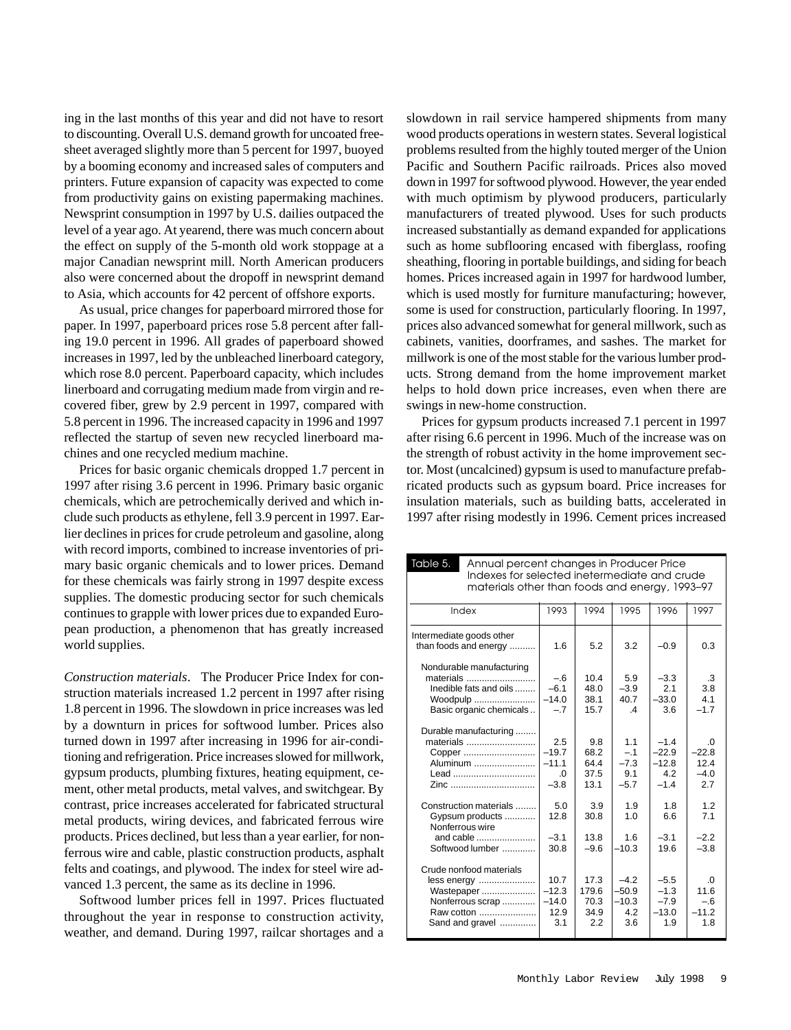ing in the last months of this year and did not have to resort to discounting. Overall U.S. demand growth for uncoated free-sheet averaged slightly more than 5 percent for 1997, buoyed by a booming economy and increased sales of computers and printers. Future expansion of capacity was expected to come from productivity gains on existing papermaking machines. Newsprint consumption in 1997 by U.S. dailies outpaced the level of a year ago. At yearend, there was much concern about the effect on supply of the 5-month old work stoppage at a major Canadian newsprint mill. North American producers also were concerned about the dropoff in newsprint demand to Asia, which accounts for 42 percent of offshore exports.

As usual, price changes for paperboard mirrored those for paper. In 1997, paperboard prices rose 5.8 percent after falling 19.0 percent in 1996. All grades of paperboard showed increases in 1997, led by the unbleached linerboard category, which rose 8.0 percent. Paperboard capacity, which includes linerboard and corrugating medium made from virgin and recovered fiber, grew by 2.9 percent in 1997, compared with 5.8 percent in 1996. The increased capacity in 1996 and 1997 reflected the startup of seven new recycled linerboard machines and one recycled medium machine.

Prices for basic organic chemicals dropped 1.7 percent in 1997 after rising 3.6 percent in 1996. Primary basic organic chemicals, which are petrochemically derived and which include such products as ethylene, fell 3.9 percent in 1997. Earlier declines in prices for crude petroleum and gasoline, along with record imports, combined to increase inventories of primary basic organic chemicals and to lower prices. Demand for these chemicals was fairly strong in 1997 despite excess supplies. The domestic producing sector for such chemicals continues to grapple with lower prices due to expanded European production, a phenomenon that has greatly increased world supplies.

*Construction materials*. The Producer Price Index for construction materials increased 1.2 percent in 1997 after rising 1.8 percent in 1996. The slowdown in price increases was led by a downturn in prices for softwood lumber. Prices also turned down in 1997 after increasing in 1996 for air-conditioning and refrigeration. Price increases slowed for millwork, gypsum products, plumbing fixtures, heating equipment, cement, other metal products, metal valves, and switchgear. By contrast, price increases accelerated for fabricated structural metal products, wiring devices, and fabricated ferrous wire products. Prices declined, but less than a year earlier, for nonferrous wire and cable, plastic construction products, asphalt felts and coatings, and plywood. The index for steel wire advanced 1.3 percent, the same as its decline in 1996.

Softwood lumber prices fell in 1997. Prices fluctuated throughout the year in response to construction activity, weather, and demand. During 1997, railcar shortages and a slowdown in rail service hampered shipments from many wood products operations in western states. Several logistical problems resulted from the highly touted merger of the Union Pacific and Southern Pacific railroads. Prices also moved down in 1997 for softwood plywood. However, the year ended with much optimism by plywood producers, particularly manufacturers of treated plywood. Uses for such products increased substantially as demand expanded for applications such as home subflooring encased with fiberglass, roofing sheathing, flooring in portable buildings, and siding for beach homes. Prices increased again in 1997 for hardwood lumber, which is used mostly for furniture manufacturing; however, some is used for construction, particularly flooring. In 1997, prices also advanced somewhat for general millwork, such as cabinets, vanities, doorframes, and sashes. The market for millwork is one of the most stable for the various lumber products. Strong demand from the home improvement market helps to hold down price increases, even when there are swings in new-home construction.

Prices for gypsum products increased 7.1 percent in 1997 after rising 6.6 percent in 1996. Much of the increase was on the strength of robust activity in the home improvement sector. Most (uncalcined) gypsum is used to manufacture prefabricated products such as gypsum board. Price increases for insulation materials, such as building batts, accelerated in 1997 after rising modestly in 1996. Cement prices increased

**Table 5. Annual percent changes in Producer Price Indexes for selected inetermediate and crude materials other than foods and energy, 1993–97**

| Index | 1993 | 1994 | 1995 | 1996 | 1997 |
|---|---|---|---|---|---|
| Intermediate goods other than foods and energy | 1.6 | 5.2 | 3.2 | –0.9 | 0.3 |
| Nondurable manufacturing materials | –.6 | 10.4 | 5.9 | –3.3 | .3 |
| Inedible fats and oils | –6.1 | 48.0 | –3.9 | 2.1 | 3.8 |
| Woodpulp | –14.0 | 38.1 | 40.7 | –33.0 | 4.1 |
| Basic organic chemicals | –.7 | 15.7 | .4 | 3.6 | –1.7 |
| Durable manufacturing materials | 2.5 | 9.8 | 1.1 | –1.4 | .0 |
| Copper | –19.7 | 68.2 | –.1 | –22.9 | –22.8 |
| Aluminum | –11.1 | 64.4 | –7.3 | –12.8 | 12.4 |
| Lead | .0 | 37.5 | 9.1 | 4.2 | –4.0 |
| Zinc | –3.8 | 13.1 | –5.7 | –1.4 | 2.7 |
| Construction materials | 5.0 | 3.9 | 1.9 | 1.8 | 1.2 |
| Gypsum products | 12.8 | 30.8 | 1.0 | 6.6 | 7.1 |
| Nonferrous wire and cable | –3.1 | 13.8 | 1.6 | –3.1 | –2.2 |
| Softwood lumber | 30.8 | –9.6 | –10.3 | 19.6 | –3.8 |
| Crude nonfood materials less energy | 10.7 | 17.3 | –4.2 | –5.5 | .0 |
| Wastepaper | –12.3 | 179.6 | –50.9 | –1.3 | 11.6 |
| Nonferrous scrap | –14.0 | 70.3 | –10.3 | –7.9 | –.6 |
| Raw cotton | 12.9 | 34.9 | 4.2 | –13.0 | –11.2 |
| Sand and gravel | 3.1 | 2.2 | 3.6 | 1.9 | 1.8 |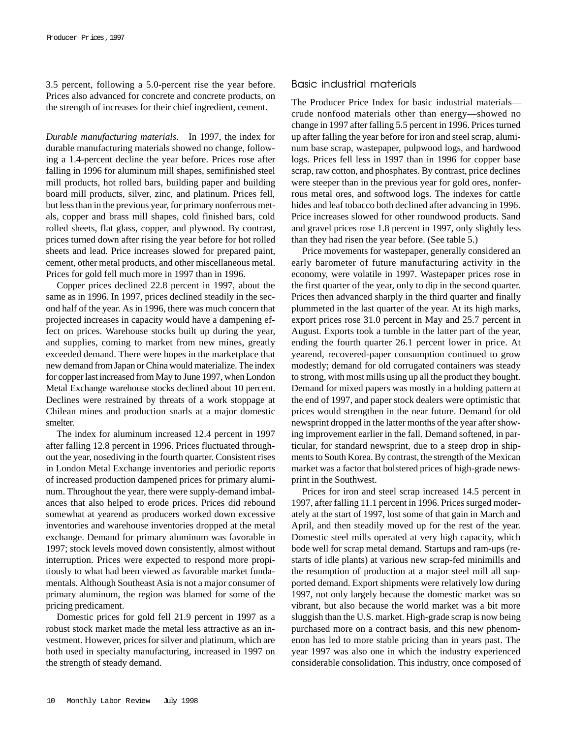3.5 percent, following a 5.0-percent rise the year before. Prices also advanced for concrete and concrete products, on the strength of increases for their chief ingredient, cement.

*Durable manufacturing materials*. In 1997, the index for durable manufacturing materials showed no change, following a 1.4-percent decline the year before. Prices rose after falling in 1996 for aluminum mill shapes, semifinished steel mill products, hot rolled bars, building paper and building board mill products, silver, zinc, and platinum. Prices fell, but less than in the previous year, for primary nonferrous metals, copper and brass mill shapes, cold finished bars, cold rolled sheets, flat glass, copper, and plywood. By contrast, prices turned down after rising the year before for hot rolled sheets and lead. Price increases slowed for prepared paint, cement, other metal products, and other miscellaneous metal. Prices for gold fell much more in 1997 than in 1996.

Copper prices declined 22.8 percent in 1997, about the same as in 1996. In 1997, prices declined steadily in the second half of the year. As in 1996, there was much concern that projected increases in capacity would have a dampening effect on prices. Warehouse stocks built up during the year, and supplies, coming to market from new mines, greatly exceeded demand. There were hopes in the marketplace that new demand from Japan or China would materialize. The index for copper last increased from May to June 1997, when London Metal Exchange warehouse stocks declined about 10 percent. Declines were restrained by threats of a work stoppage at Chilean mines and production snarls at a major domestic smelter.

The index for aluminum increased 12.4 percent in 1997 after falling 12.8 percent in 1996. Prices fluctuated throughout the year, nosediving in the fourth quarter. Consistent rises in London Metal Exchange inventories and periodic reports of increased production dampened prices for primary aluminum. Throughout the year, there were supply-demand imbalances that also helped to erode prices. Prices did rebound somewhat at yearend as producers worked down excessive inventories and warehouse inventories dropped at the metal exchange. Demand for primary aluminum was favorable in 1997; stock levels moved down consistently, almost without interruption. Prices were expected to respond more propitiously to what had been viewed as favorable market fundamentals. Although Southeast Asia is not a major consumer of primary aluminum, the region was blamed for some of the pricing predicament.

Domestic prices for gold fell 21.9 percent in 1997 as a robust stock market made the metal less attractive as an investment. However, prices for silver and platinum, which are both used in specialty manufacturing, increased in 1997 on the strength of steady demand.

## Basic industrial materials

The Producer Price Index for basic industrial materials—crude nonfood materials other than energy—showed no change in 1997 after falling 5.5 percent in 1996. Prices turned up after falling the year before for iron and steel scrap, aluminum base scrap, wastepaper, pulpwood logs, and hardwood logs. Prices fell less in 1997 than in 1996 for copper base scrap, raw cotton, and phosphates. By contrast, price declines were steeper than in the previous year for gold ores, nonferrous metal ores, and softwood logs. The indexes for cattle hides and leaf tobacco both declined after advancing in 1996. Price increases slowed for other roundwood products. Sand and gravel prices rose 1.8 percent in 1997, only slightly less than they had risen the year before. (See table 5.)

Price movements for wastepaper, generally considered an early barometer of future manufacturing activity in the economy, were volatile in 1997. Wastepaper prices rose in the first quarter of the year, only to dip in the second quarter. Prices then advanced sharply in the third quarter and finally plummeted in the last quarter of the year. At its high marks, export prices rose 31.0 percent in May and 25.7 percent in August. Exports took a tumble in the latter part of the year, ending the fourth quarter 26.1 percent lower in price. At yearend, recovered-paper consumption continued to grow modestly; demand for old corrugated containers was steady to strong, with most mills using up all the product they bought. Demand for mixed papers was mostly in a holding pattern at the end of 1997, and paper stock dealers were optimistic that prices would strengthen in the near future. Demand for old newsprint dropped in the latter months of the year after showing improvement earlier in the fall. Demand softened, in particular, for standard newsprint, due to a steep drop in shipments to South Korea. By contrast, the strength of the Mexican market was a factor that bolstered prices of high-grade newsprint in the Southwest.

Prices for iron and steel scrap increased 14.5 percent in 1997, after falling 11.1 percent in 1996. Prices surged moderately at the start of 1997, lost some of that gain in March and April, and then steadily moved up for the rest of the year. Domestic steel mills operated at very high capacity, which bode well for scrap metal demand. Startups and ram-ups (restarts of idle plants) at various new scrap-fed minimills and the resumption of production at a major steel mill all supported demand. Export shipments were relatively low during 1997, not only largely because the domestic market was so vibrant, but also because the world market was a bit more sluggish than the U.S. market. High-grade scrap is now being purchased more on a contract basis, and this new phenomenon has led to more stable pricing than in years past. The year 1997 was also one in which the industry experienced considerable consolidation. This industry, once composed of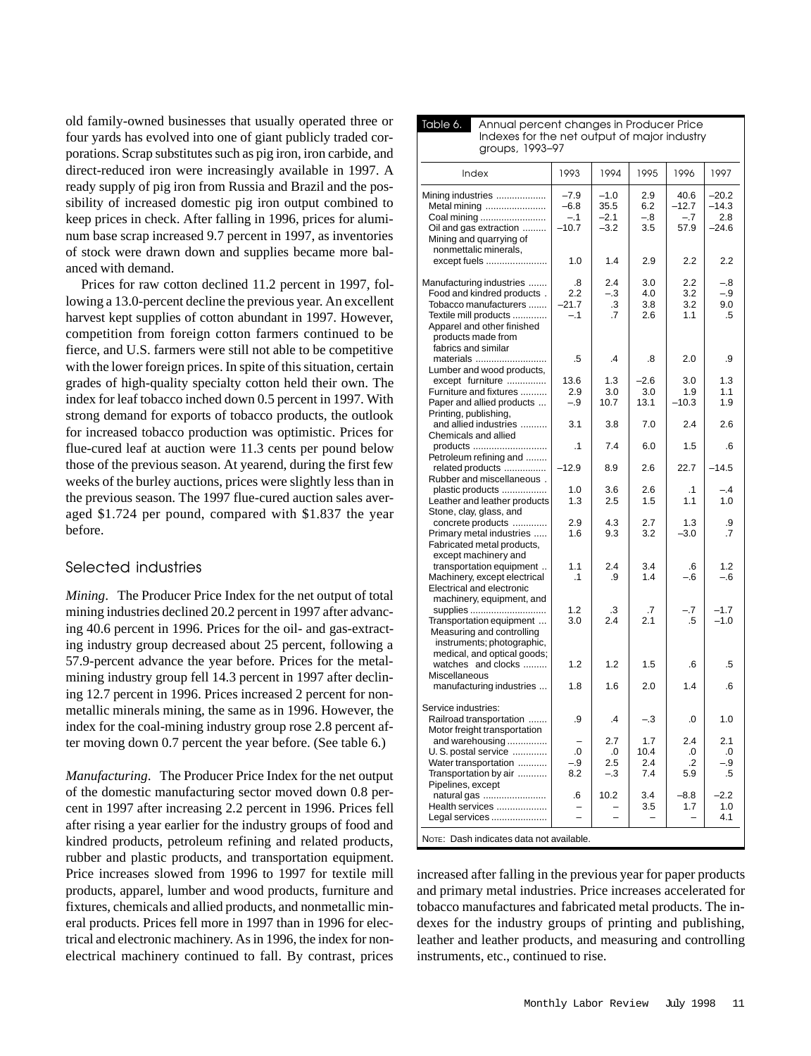old family-owned businesses that usually operated three or four yards has evolved into one of giant publicly traded corporations. Scrap substitutes such as pig iron, iron carbide, and direct-reduced iron were increasingly available in 1997. A ready supply of pig iron from Russia and Brazil and the possibility of increased domestic pig iron output combined to keep prices in check. After falling in 1996, prices for aluminum base scrap increased 9.7 percent in 1997, as inventories of stock were drawn down and supplies became more balanced with demand.

Prices for raw cotton declined 11.2 percent in 1997, following a 13.0-percent decline the previous year. An excellent harvest kept supplies of cotton abundant in 1997. However, competition from foreign cotton farmers continued to be fierce, and U.S. farmers were still not able to be competitive with the lower foreign prices. In spite of this situation, certain grades of high-quality specialty cotton held their own. The index for leaf tobacco inched down 0.5 percent in 1997. With strong demand for exports of tobacco products, the outlook for increased tobacco production was optimistic. Prices for flue-cured leaf at auction were 11.3 cents per pound below those of the previous season. At yearend, during the first few weeks of the burley auctions, prices were slightly less than in the previous season. The 1997 flue-cured auction sales averaged $1.724 per pound, compared with $1.837 the year before.

## Selected industries

*Mining*. The Producer Price Index for the net output of total mining industries declined 20.2 percent in 1997 after advancing 40.6 percent in 1996. Prices for the oil- and gas-extracting industry group decreased about 25 percent, following a 57.9-percent advance the year before. Prices for the metal-mining industry group fell 14.3 percent in 1997 after declining 12.7 percent in 1996. Prices increased 2 percent for nonmetallic minerals mining, the same as in 1996. However, the index for the coal-mining industry group rose 2.8 percent after moving down 0.7 percent the year before. (See table 6.)

*Manufacturing*. The Producer Price Index for the net output of the domestic manufacturing sector moved down 0.8 percent in 1997 after increasing 2.2 percent in 1996. Prices fell after rising a year earlier for the industry groups of food and kindred products, petroleum refining and related products, rubber and plastic products, and transportation equipment. Price increases slowed from 1996 to 1997 for textile mill products, apparel, lumber and wood products, furniture and fixtures, chemicals and allied products, and nonmetallic mineral products. Prices fell more in 1997 than in 1996 for electrical and electronic machinery. As in 1996, the index for nonelectrical machinery continued to fall. By contrast, prices increased after falling in the previous year for paper products and primary metal industries. Price increases accelerated for tobacco manufactures and fabricated metal products. The indexes for the industry groups of printing and publishing, leather and leather products, and measuring and controlling instruments, etc., continued to rise.

**Table 6. Annual percent changes in Producer Price Indexes for the net output of major industry groups, 1993–97**

| Index | 1993 | 1994 | 1995 | 1996 | 1997 |
|---|---|---|---|---|---|
| Mining industries | –7.9 | –1.0 | 2.9 | 40.6 | –20.2 |
| Metal mining | –6.8 | 35.5 | 6.2 | –12.7 | –14.3 |
| Coal mining | –.1 | –2.1 | –.8 | –.7 | 2.8 |
| Oil and gas extraction | –10.7 | –3.2 | 3.5 | 57.9 | –24.6 |
| Mining and quarrying of nonmettalic minerals, except fuels | 1.0 | 1.4 | 2.9 | 2.2 | 2.2 |
| Manufacturing industries | .8 | 2.4 | 3.0 | 2.2 | –.8 |
| Food and kindred products | 2.2 | –.3 | 4.0 | 3.2 | –.9 |
| Tobacco manufacturers | –21.7 | .3 | 3.8 | 3.2 | 9.0 |
| Textile mill products | –.1 | .7 | 2.6 | 1.1 | .5 |
| Apparel and other finished products made from fabrics and similar materials | .5 | .4 | .8 | 2.0 | .9 |
| Lumber and wood products, except furniture | 13.6 | 1.3 | –2.6 | 3.0 | 1.3 |
| Furniture and fixtures | 2.9 | 3.0 | 3.0 | 1.9 | 1.1 |
| Paper and allied products | –.9 | 10.7 | 13.1 | –10.3 | 1.9 |
| Printing, publishing, and allied industries | 3.1 | 3.8 | 7.0 | 2.4 | 2.6 |
| Chemicals and allied products | .1 | 7.4 | 6.0 | 1.5 | .6 |
| Petroleum refining and related products | –12.9 | 8.9 | 2.6 | 22.7 | –14.5 |
| Rubber and miscellaneous plastic products | 1.0 | 3.6 | 2.6 | .1 | –.4 |
| Leather and leather products | 1.3 | 2.5 | 1.5 | 1.1 | 1.0 |
| Stone, clay, glass, and concrete products | 2.9 | 4.3 | 2.7 | 1.3 | .9 |
| Primary metal industries | 1.6 | 9.3 | 3.2 | –3.0 | .7 |
| Fabricated metal products, except machinery and transportation equipment | 1.1 | 2.4 | 3.4 | .6 | 1.2 |
| Machinery, except electrical | .1 | .9 | 1.4 | –.6 | –.6 |
| Electrical and electronic machinery, equipment, and supplies | 1.2 | .3 | .7 | –.7 | –1.7 |
| Transportation equipment | 3.0 | 2.4 | 2.1 | .5 | –1.0 |
| Measuring and controlling instruments; photographic, medical, and optical goods; watches and clocks | 1.2 | 1.2 | 1.5 | .6 | .5 |
| Miscellaneous manufacturing industries | 1.8 | 1.6 | 2.0 | 1.4 | .6 |
| Service industries: | | | | | |
| Railroad transportation | .9 | .4 | –.3 | .0 | 1.0 |
| Motor freight transportation and warehousing | – | 2.7 | 1.7 | 2.4 | 2.1 |
| U. S. postal service | .0 | .0 | 10.4 | .0 | .0 |
| Water transportation | –.9 | 2.5 | 2.4 | .2 | –.9 |
| Transportation by air | 8.2 | –.3 | 7.4 | 5.9 | .5 |
| Pipelines, except natural gas | .6 | 10.2 | 3.4 | –8.8 | –2.2 |
| Health services | – | – | 3.5 | 1.7 | 1.0 |
| Legal services | – | – | – | – | 4.1 |

NOTE: Dash indicates data not available.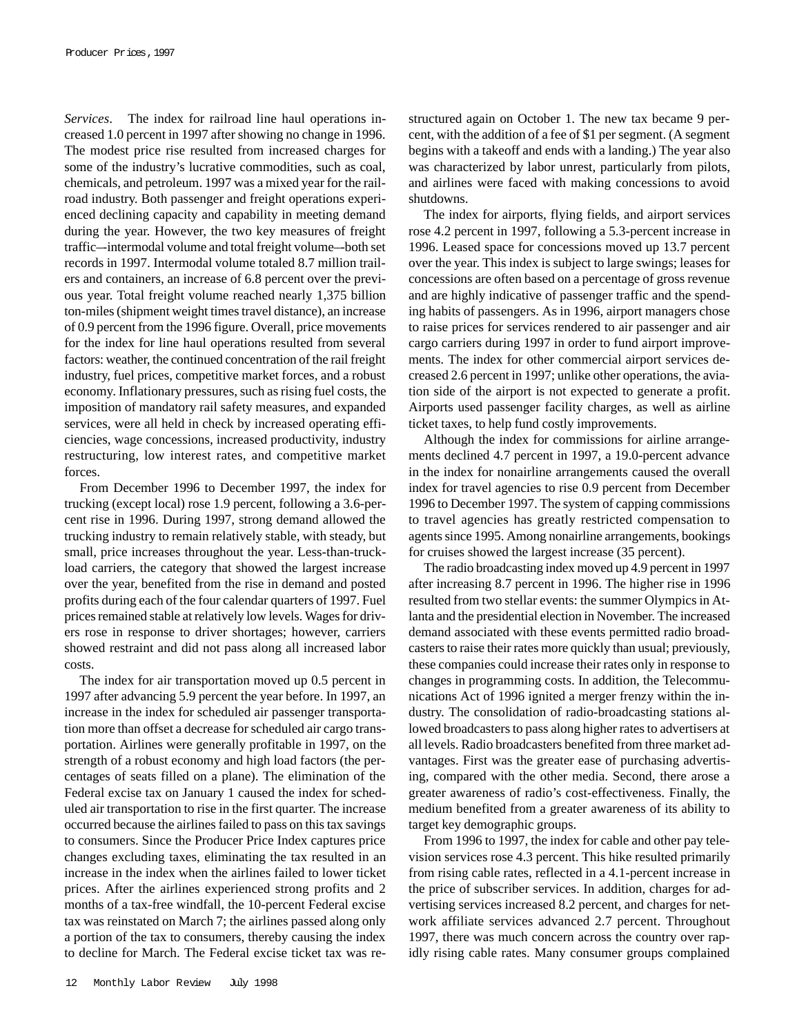*Services*. The index for railroad line haul operations increased 1.0 percent in 1997 after showing no change in 1996. The modest price rise resulted from increased charges for some of the industry's lucrative commodities, such as coal, chemicals, and petroleum. 1997 was a mixed year for the railroad industry. Both passenger and freight operations experienced declining capacity and capability in meeting demand during the year. However, the two key measures of freight traffic–-intermodal volume and total freight volume–-both set records in 1997. Intermodal volume totaled 8.7 million trailers and containers, an increase of 6.8 percent over the previous year. Total freight volume reached nearly 1,375 billion ton-miles (shipment weight times travel distance), an increase of 0.9 percent from the 1996 figure. Overall, price movements for the index for line haul operations resulted from several factors: weather, the continued concentration of the rail freight industry, fuel prices, competitive market forces, and a robust economy. Inflationary pressures, such as rising fuel costs, the imposition of mandatory rail safety measures, and expanded services, were all held in check by increased operating efficiencies, wage concessions, increased productivity, industry restructuring, low interest rates, and competitive market forces.

From December 1996 to December 1997, the index for trucking (except local) rose 1.9 percent, following a 3.6-percent rise in 1996. During 1997, strong demand allowed the trucking industry to remain relatively stable, with steady, but small, price increases throughout the year. Less-than-truckload carriers, the category that showed the largest increase over the year, benefited from the rise in demand and posted profits during each of the four calendar quarters of 1997. Fuel prices remained stable at relatively low levels. Wages for drivers rose in response to driver shortages; however, carriers showed restraint and did not pass along all increased labor costs.

The index for air transportation moved up 0.5 percent in 1997 after advancing 5.9 percent the year before. In 1997, an increase in the index for scheduled air passenger transportation more than offset a decrease for scheduled air cargo transportation. Airlines were generally profitable in 1997, on the strength of a robust economy and high load factors (the percentages of seats filled on a plane). The elimination of the Federal excise tax on January 1 caused the index for scheduled air transportation to rise in the first quarter. The increase occurred because the airlines failed to pass on this tax savings to consumers. Since the Producer Price Index captures price changes excluding taxes, eliminating the tax resulted in an increase in the index when the airlines failed to lower ticket prices. After the airlines experienced strong profits and 2 months of a tax-free windfall, the 10-percent Federal excise tax was reinstated on March 7; the airlines passed along only a portion of the tax to consumers, thereby causing the index to decline for March. The Federal excise ticket tax was restructured again on October 1. The new tax became 9 percent, with the addition of a fee of $1 per segment. (A segment begins with a takeoff and ends with a landing.) The year also was characterized by labor unrest, particularly from pilots, and airlines were faced with making concessions to avoid shutdowns.

The index for airports, flying fields, and airport services rose 4.2 percent in 1997, following a 5.3-percent increase in 1996. Leased space for concessions moved up 13.7 percent over the year. This index is subject to large swings; leases for concessions are often based on a percentage of gross revenue and are highly indicative of passenger traffic and the spending habits of passengers. As in 1996, airport managers chose to raise prices for services rendered to air passenger and air cargo carriers during 1997 in order to fund airport improvements. The index for other commercial airport services decreased 2.6 percent in 1997; unlike other operations, the aviation side of the airport is not expected to generate a profit. Airports used passenger facility charges, as well as airline ticket taxes, to help fund costly improvements.

Although the index for commissions for airline arrangements declined 4.7 percent in 1997, a 19.0-percent advance in the index for nonairline arrangements caused the overall index for travel agencies to rise 0.9 percent from December 1996 to December 1997. The system of capping commissions to travel agencies has greatly restricted compensation to agents since 1995. Among nonairline arrangements, bookings for cruises showed the largest increase (35 percent).

The radio broadcasting index moved up 4.9 percent in 1997 after increasing 8.7 percent in 1996. The higher rise in 1996 resulted from two stellar events: the summer Olympics in Atlanta and the presidential election in November. The increased demand associated with these events permitted radio broadcasters to raise their rates more quickly than usual; previously, these companies could increase their rates only in response to changes in programming costs. In addition, the Telecommunications Act of 1996 ignited a merger frenzy within the industry. The consolidation of radio-broadcasting stations allowed broadcasters to pass along higher rates to advertisers at all levels. Radio broadcasters benefited from three market advantages. First was the greater ease of purchasing advertising, compared with the other media. Second, there arose a greater awareness of radio's cost-effectiveness. Finally, the medium benefited from a greater awareness of its ability to target key demographic groups.

From 1996 to 1997, the index for cable and other pay television services rose 4.3 percent. This hike resulted primarily from rising cable rates, reflected in a 4.1-percent increase in the price of subscriber services. In addition, charges for advertising services increased 8.2 percent, and charges for network affiliate services advanced 2.7 percent. Throughout 1997, there was much concern across the country over rapidly rising cable rates. Many consumer groups complained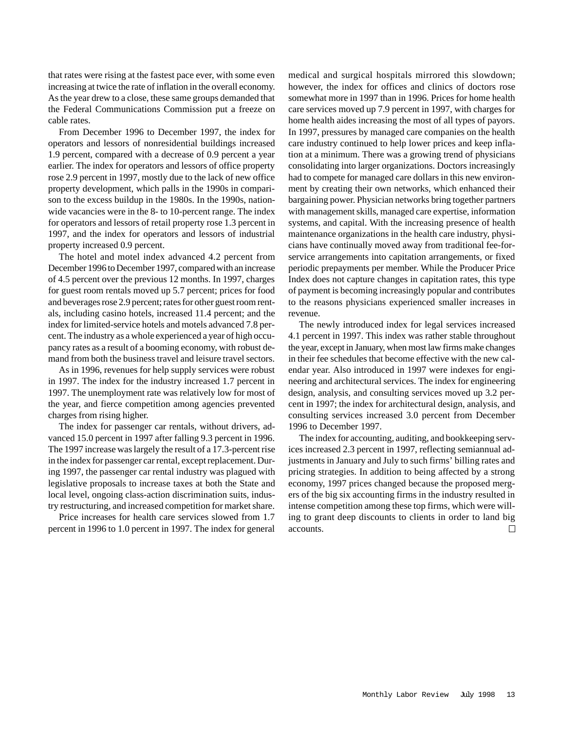that rates were rising at the fastest pace ever, with some even increasing at twice the rate of inflation in the overall economy. As the year drew to a close, these same groups demanded that the Federal Communications Commission put a freeze on cable rates.

From December 1996 to December 1997, the index for operators and lessors of nonresidential buildings increased 1.9 percent, compared with a decrease of 0.9 percent a year earlier. The index for operators and lessors of office property rose 2.9 percent in 1997, mostly due to the lack of new office property development, which palls in the 1990s in comparison to the excess buildup in the 1980s. In the 1990s, nationwide vacancies were in the 8- to 10-percent range. The index for operators and lessors of retail property rose 1.3 percent in 1997, and the index for operators and lessors of industrial property increased 0.9 percent.

The hotel and motel index advanced 4.2 percent from December 1996 to December 1997, compared with an increase of 4.5 percent over the previous 12 months. In 1997, charges for guest room rentals moved up 5.7 percent; prices for food and beverages rose 2.9 percent; rates for other guest room rentals, including casino hotels, increased 11.4 percent; and the index for limited-service hotels and motels advanced 7.8 percent. The industry as a whole experienced a year of high occupancy rates as a result of a booming economy, with robust demand from both the business travel and leisure travel sectors.

As in 1996, revenues for help supply services were robust in 1997. The index for the industry increased 1.7 percent in 1997. The unemployment rate was relatively low for most of the year, and fierce competition among agencies prevented charges from rising higher.

The index for passenger car rentals, without drivers, advanced 15.0 percent in 1997 after falling 9.3 percent in 1996. The 1997 increase was largely the result of a 17.3-percent rise in the index for passenger car rental, except replacement. During 1997, the passenger car rental industry was plagued with legislative proposals to increase taxes at both the State and local level, ongoing class-action discrimination suits, industry restructuring, and increased competition for market share.

Price increases for health care services slowed from 1.7 percent in 1996 to 1.0 percent in 1997. The index for general medical and surgical hospitals mirrored this slowdown; however, the index for offices and clinics of doctors rose somewhat more in 1997 than in 1996. Prices for home health care services moved up 7.9 percent in 1997, with charges for home health aides increasing the most of all types of payors. In 1997, pressures by managed care companies on the health care industry continued to help lower prices and keep inflation at a minimum. There was a growing trend of physicians consolidating into larger organizations. Doctors increasingly had to compete for managed care dollars in this new environment by creating their own networks, which enhanced their bargaining power. Physician networks bring together partners with management skills, managed care expertise, information systems, and capital. With the increasing presence of health maintenance organizations in the health care industry, physicians have continually moved away from traditional fee-for-service arrangements into capitation arrangements, or fixed periodic prepayments per member. While the Producer Price Index does not capture changes in capitation rates, this type of payment is becoming increasingly popular and contributes to the reasons physicians experienced smaller increases in revenue.

The newly introduced index for legal services increased 4.1 percent in 1997. This index was rather stable throughout the year, except in January, when most law firms make changes in their fee schedules that become effective with the new calendar year. Also introduced in 1997 were indexes for engineering and architectural services. The index for engineering design, analysis, and consulting services moved up 3.2 percent in 1997; the index for architectural design, analysis, and consulting services increased 3.0 percent from December 1996 to December 1997.

The index for accounting, auditing, and bookkeeping services increased 2.3 percent in 1997, reflecting semiannual adjustments in January and July to such firms' billing rates and pricing strategies. In addition to being affected by a strong economy, 1997 prices changed because the proposed mergers of the big six accounting firms in the industry resulted in intense competition among these top firms, which were willing to grant deep discounts to clients in order to land big accounts. □